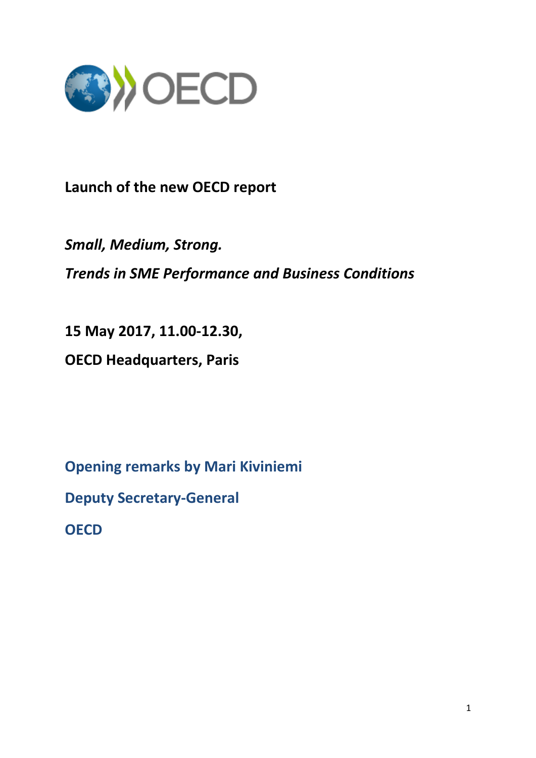**Launch of the new OECD report**

***Small, Medium, Strong.***

***Trends in SME Performance and Business Conditions***

**15 May 2017, 11.00-12.30,**

**OECD Headquarters, Paris**

**Opening remarks by Mari Kiviniemi**

**Deputy Secretary-General**

**OECD**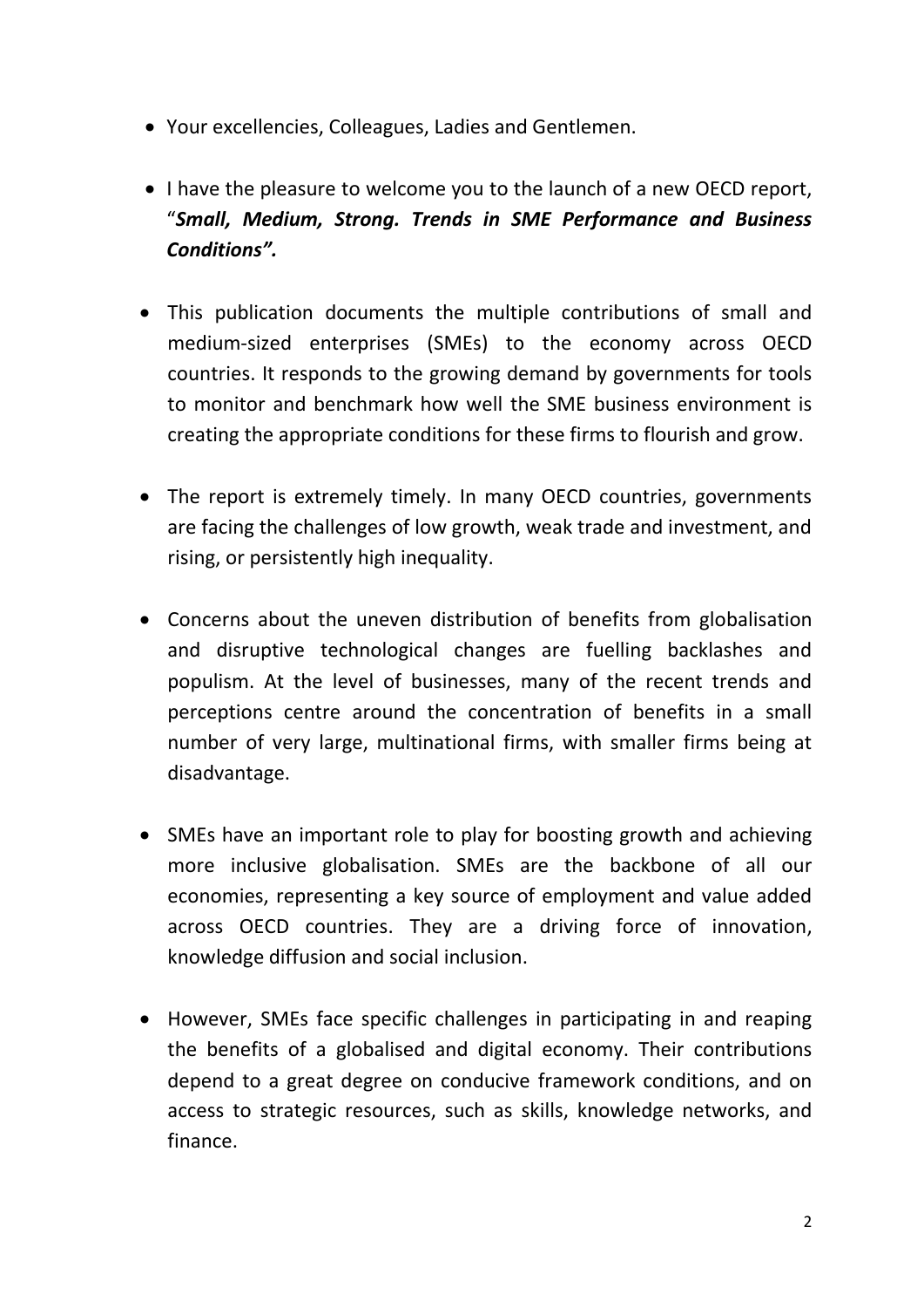- Your excellencies, Colleagues, Ladies and Gentlemen.

- I have the pleasure to welcome you to the launch of a new OECD report, "***Small, Medium, Strong. Trends in SME Performance and Business Conditions".***

- This publication documents the multiple contributions of small and medium-sized enterprises (SMEs) to the economy across OECD countries. It responds to the growing demand by governments for tools to monitor and benchmark how well the SME business environment is creating the appropriate conditions for these firms to flourish and grow.

- The report is extremely timely. In many OECD countries, governments are facing the challenges of low growth, weak trade and investment, and rising, or persistently high inequality.

- Concerns about the uneven distribution of benefits from globalisation and disruptive technological changes are fuelling backlashes and populism. At the level of businesses, many of the recent trends and perceptions centre around the concentration of benefits in a small number of very large, multinational firms, with smaller firms being at disadvantage.

- SMEs have an important role to play for boosting growth and achieving more inclusive globalisation. SMEs are the backbone of all our economies, representing a key source of employment and value added across OECD countries. They are a driving force of innovation, knowledge diffusion and social inclusion.

- However, SMEs face specific challenges in participating in and reaping the benefits of a globalised and digital economy. Their contributions depend to a great degree on conducive framework conditions, and on access to strategic resources, such as skills, knowledge networks, and finance.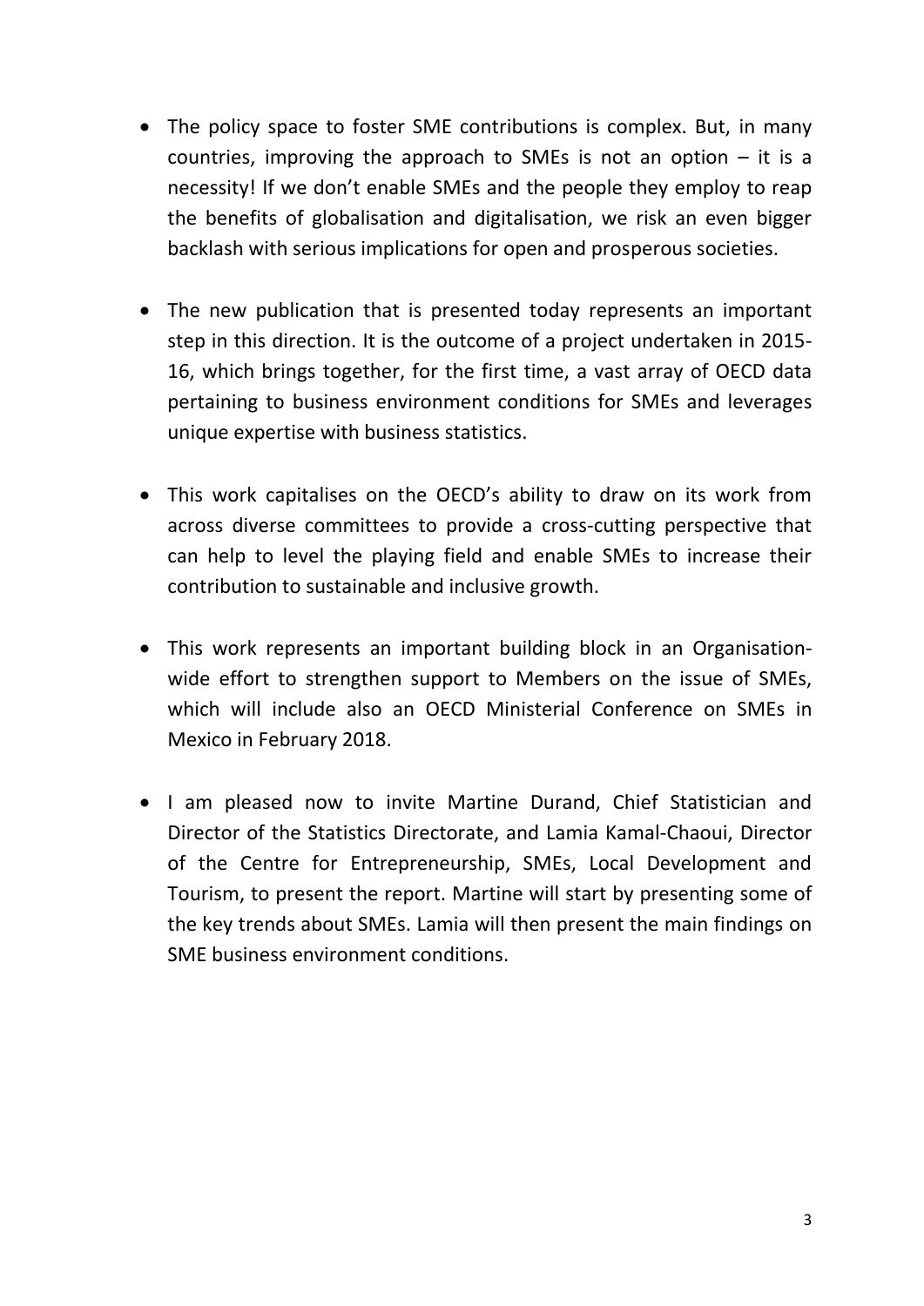- The policy space to foster SME contributions is complex. But, in many countries, improving the approach to SMEs is not an option – it is a necessity! If we don't enable SMEs and the people they employ to reap the benefits of globalisation and digitalisation, we risk an even bigger backlash with serious implications for open and prosperous societies.

- The new publication that is presented today represents an important step in this direction. It is the outcome of a project undertaken in 2015-16, which brings together, for the first time, a vast array of OECD data pertaining to business environment conditions for SMEs and leverages unique expertise with business statistics.

- This work capitalises on the OECD's ability to draw on its work from across diverse committees to provide a cross-cutting perspective that can help to level the playing field and enable SMEs to increase their contribution to sustainable and inclusive growth.

- This work represents an important building block in an Organisation-wide effort to strengthen support to Members on the issue of SMEs, which will include also an OECD Ministerial Conference on SMEs in Mexico in February 2018.

- I am pleased now to invite Martine Durand, Chief Statistician and Director of the Statistics Directorate, and Lamia Kamal-Chaoui, Director of the Centre for Entrepreneurship, SMEs, Local Development and Tourism, to present the report. Martine will start by presenting some of the key trends about SMEs. Lamia will then present the main findings on SME business environment conditions.